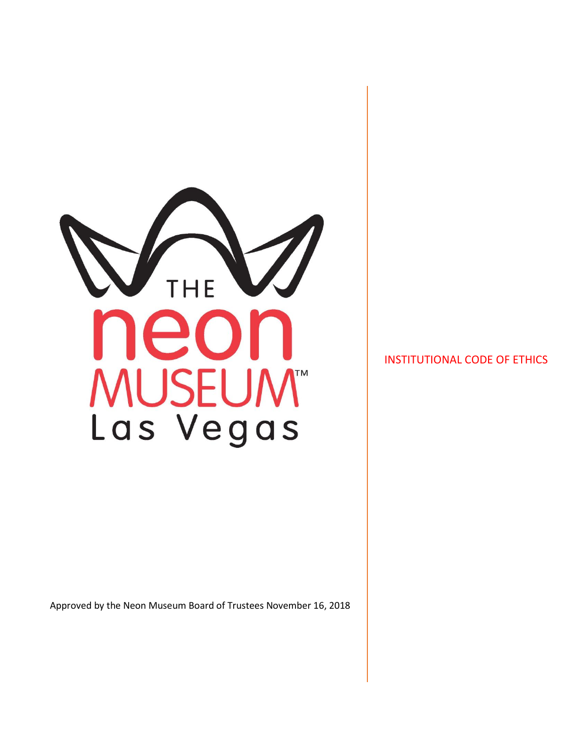THE neon MUSEUM™ Las Vegas

# INSTITUTIONAL CODE OF ETHICS

Approved by the Neon Museum Board of Trustees November 16, 2018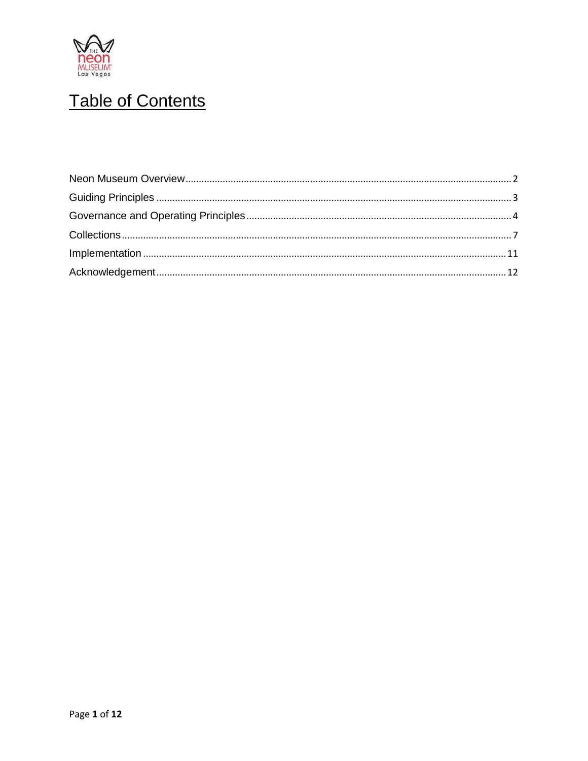# Table of Contents

Neon Museum Overview .......... 2
Guiding Principles .......... 3
Governance and Operating Principles .......... 4
Collections .......... 7
Implementation .......... 11
Acknowledgement .......... 12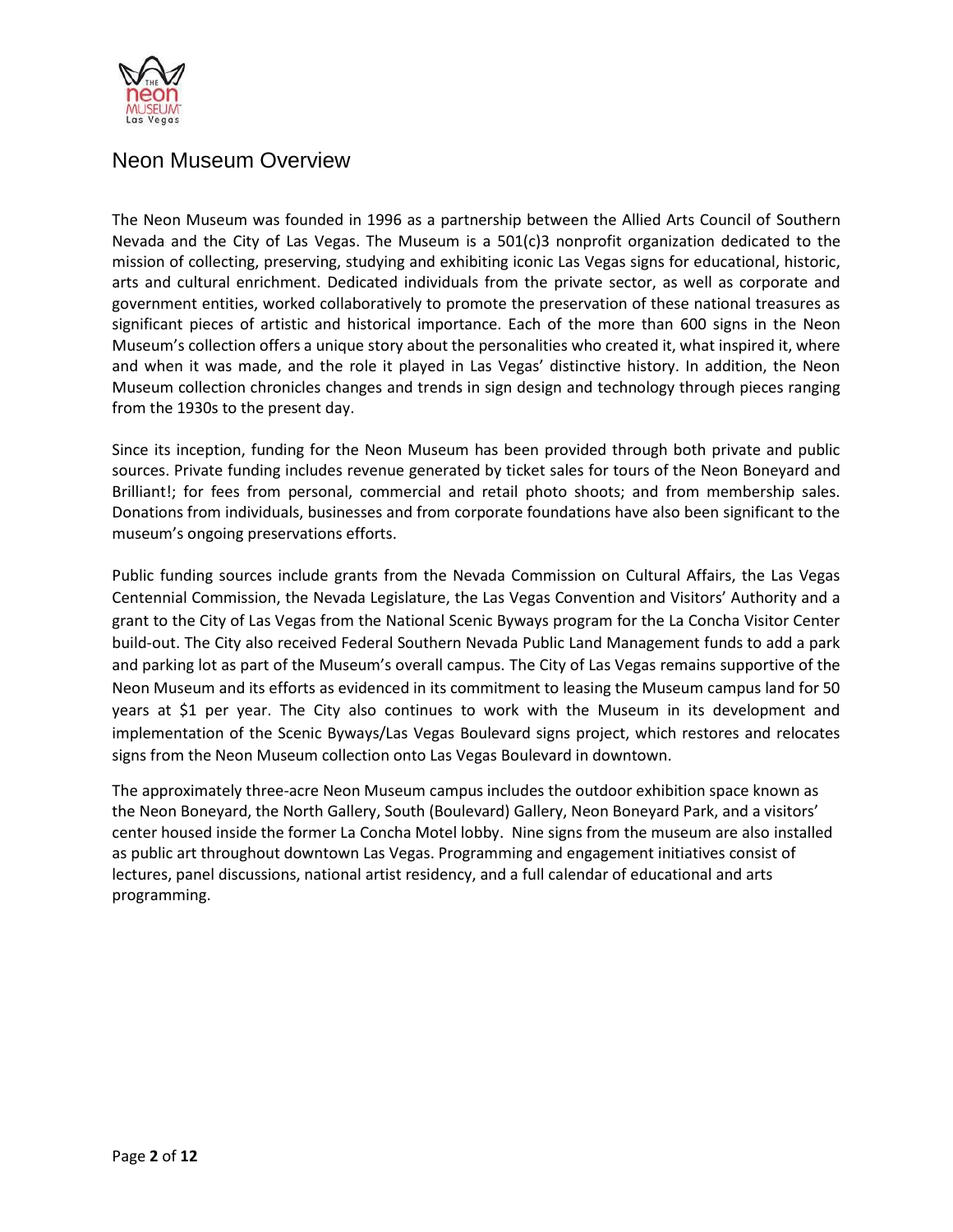# Neon Museum Overview

The Neon Museum was founded in 1996 as a partnership between the Allied Arts Council of Southern Nevada and the City of Las Vegas. The Museum is a 501(c)3 nonprofit organization dedicated to the mission of collecting, preserving, studying and exhibiting iconic Las Vegas signs for educational, historic, arts and cultural enrichment. Dedicated individuals from the private sector, as well as corporate and government entities, worked collaboratively to promote the preservation of these national treasures as significant pieces of artistic and historical importance. Each of the more than 600 signs in the Neon Museum's collection offers a unique story about the personalities who created it, what inspired it, where and when it was made, and the role it played in Las Vegas' distinctive history. In addition, the Neon Museum collection chronicles changes and trends in sign design and technology through pieces ranging from the 1930s to the present day.

Since its inception, funding for the Neon Museum has been provided through both private and public sources. Private funding includes revenue generated by ticket sales for tours of the Neon Boneyard and Brilliant!; for fees from personal, commercial and retail photo shoots; and from membership sales. Donations from individuals, businesses and from corporate foundations have also been significant to the museum's ongoing preservations efforts.

Public funding sources include grants from the Nevada Commission on Cultural Affairs, the Las Vegas Centennial Commission, the Nevada Legislature, the Las Vegas Convention and Visitors' Authority and a grant to the City of Las Vegas from the National Scenic Byways program for the La Concha Visitor Center build-out. The City also received Federal Southern Nevada Public Land Management funds to add a park and parking lot as part of the Museum's overall campus. The City of Las Vegas remains supportive of the Neon Museum and its efforts as evidenced in its commitment to leasing the Museum campus land for 50 years at $1 per year. The City also continues to work with the Museum in its development and implementation of the Scenic Byways/Las Vegas Boulevard signs project, which restores and relocates signs from the Neon Museum collection onto Las Vegas Boulevard in downtown.

The approximately three-acre Neon Museum campus includes the outdoor exhibition space known as the Neon Boneyard, the North Gallery, South (Boulevard) Gallery, Neon Boneyard Park, and a visitors' center housed inside the former La Concha Motel lobby. Nine signs from the museum are also installed as public art throughout downtown Las Vegas. Programming and engagement initiatives consist of lectures, panel discussions, national artist residency, and a full calendar of educational and arts programming.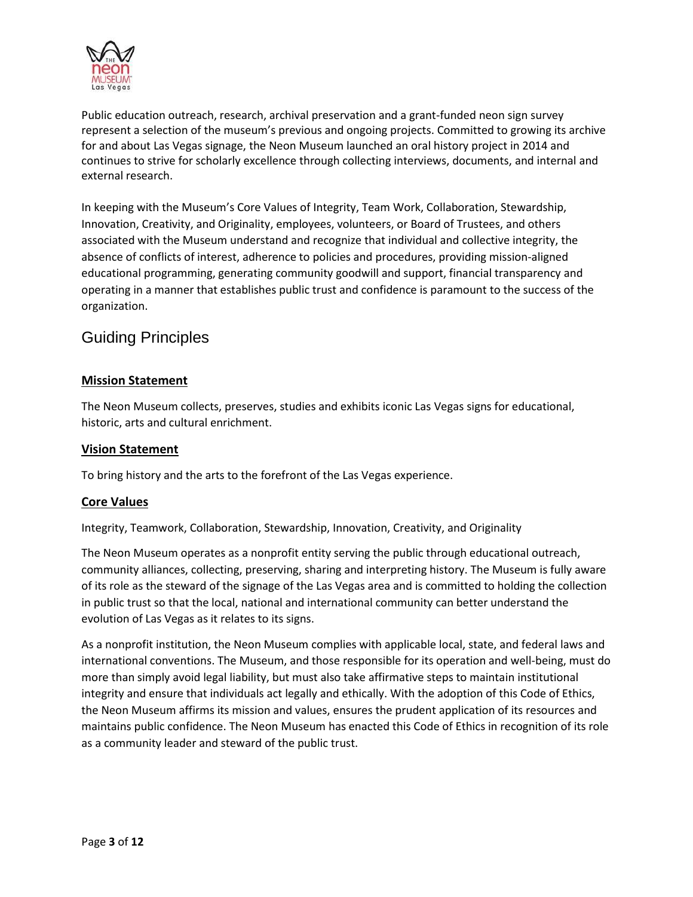Public education outreach, research, archival preservation and a grant-funded neon sign survey represent a selection of the museum's previous and ongoing projects. Committed to growing its archive for and about Las Vegas signage, the Neon Museum launched an oral history project in 2014 and continues to strive for scholarly excellence through collecting interviews, documents, and internal and external research.

In keeping with the Museum's Core Values of Integrity, Team Work, Collaboration, Stewardship, Innovation, Creativity, and Originality, employees, volunteers, or Board of Trustees, and others associated with the Museum understand and recognize that individual and collective integrity, the absence of conflicts of interest, adherence to policies and procedures, providing mission-aligned educational programming, generating community goodwill and support, financial transparency and operating in a manner that establishes public trust and confidence is paramount to the success of the organization.

## Guiding Principles

### Mission Statement

The Neon Museum collects, preserves, studies and exhibits iconic Las Vegas signs for educational, historic, arts and cultural enrichment.

### Vision Statement

To bring history and the arts to the forefront of the Las Vegas experience.

### Core Values

Integrity, Teamwork, Collaboration, Stewardship, Innovation, Creativity, and Originality

The Neon Museum operates as a nonprofit entity serving the public through educational outreach, community alliances, collecting, preserving, sharing and interpreting history. The Museum is fully aware of its role as the steward of the signage of the Las Vegas area and is committed to holding the collection in public trust so that the local, national and international community can better understand the evolution of Las Vegas as it relates to its signs.

As a nonprofit institution, the Neon Museum complies with applicable local, state, and federal laws and international conventions. The Museum, and those responsible for its operation and well-being, must do more than simply avoid legal liability, but must also take affirmative steps to maintain institutional integrity and ensure that individuals act legally and ethically. With the adoption of this Code of Ethics, the Neon Museum affirms its mission and values, ensures the prudent application of its resources and maintains public confidence. The Neon Museum has enacted this Code of Ethics in recognition of its role as a community leader and steward of the public trust.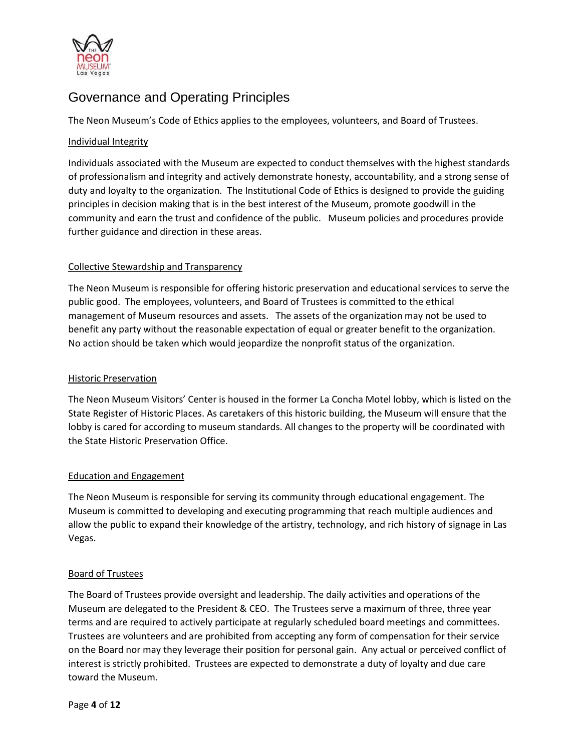# Governance and Operating Principles

The Neon Museum's Code of Ethics applies to the employees, volunteers, and Board of Trustees.

## Individual Integrity

Individuals associated with the Museum are expected to conduct themselves with the highest standards of professionalism and integrity and actively demonstrate honesty, accountability, and a strong sense of duty and loyalty to the organization. The Institutional Code of Ethics is designed to provide the guiding principles in decision making that is in the best interest of the Museum, promote goodwill in the community and earn the trust and confidence of the public. Museum policies and procedures provide further guidance and direction in these areas.

## Collective Stewardship and Transparency

The Neon Museum is responsible for offering historic preservation and educational services to serve the public good. The employees, volunteers, and Board of Trustees is committed to the ethical management of Museum resources and assets. The assets of the organization may not be used to benefit any party without the reasonable expectation of equal or greater benefit to the organization. No action should be taken which would jeopardize the nonprofit status of the organization.

## Historic Preservation

The Neon Museum Visitors' Center is housed in the former La Concha Motel lobby, which is listed on the State Register of Historic Places. As caretakers of this historic building, the Museum will ensure that the lobby is cared for according to museum standards. All changes to the property will be coordinated with the State Historic Preservation Office.

## Education and Engagement

The Neon Museum is responsible for serving its community through educational engagement. The Museum is committed to developing and executing programming that reach multiple audiences and allow the public to expand their knowledge of the artistry, technology, and rich history of signage in Las Vegas.

## Board of Trustees

The Board of Trustees provide oversight and leadership. The daily activities and operations of the Museum are delegated to the President & CEO. The Trustees serve a maximum of three, three year terms and are required to actively participate at regularly scheduled board meetings and committees. Trustees are volunteers and are prohibited from accepting any form of compensation for their service on the Board nor may they leverage their position for personal gain. Any actual or perceived conflict of interest is strictly prohibited. Trustees are expected to demonstrate a duty of loyalty and due care toward the Museum.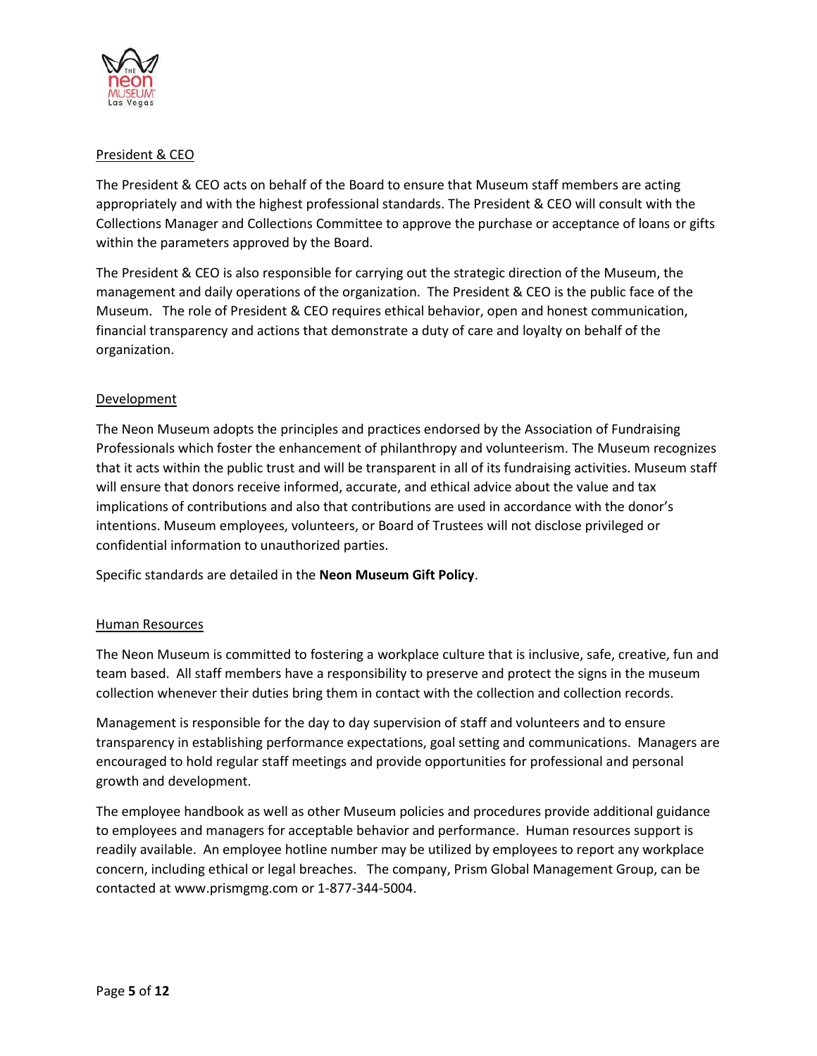## President & CEO

The President & CEO acts on behalf of the Board to ensure that Museum staff members are acting appropriately and with the highest professional standards. The President & CEO will consult with the Collections Manager and Collections Committee to approve the purchase or acceptance of loans or gifts within the parameters approved by the Board.

The President & CEO is also responsible for carrying out the strategic direction of the Museum, the management and daily operations of the organization. The President & CEO is the public face of the Museum. The role of President & CEO requires ethical behavior, open and honest communication, financial transparency and actions that demonstrate a duty of care and loyalty on behalf of the organization.

## Development

The Neon Museum adopts the principles and practices endorsed by the Association of Fundraising Professionals which foster the enhancement of philanthropy and volunteerism. The Museum recognizes that it acts within the public trust and will be transparent in all of its fundraising activities. Museum staff will ensure that donors receive informed, accurate, and ethical advice about the value and tax implications of contributions and also that contributions are used in accordance with the donor's intentions. Museum employees, volunteers, or Board of Trustees will not disclose privileged or confidential information to unauthorized parties.

Specific standards are detailed in the **Neon Museum Gift Policy**.

## Human Resources

The Neon Museum is committed to fostering a workplace culture that is inclusive, safe, creative, fun and team based. All staff members have a responsibility to preserve and protect the signs in the museum collection whenever their duties bring them in contact with the collection and collection records.

Management is responsible for the day to day supervision of staff and volunteers and to ensure transparency in establishing performance expectations, goal setting and communications. Managers are encouraged to hold regular staff meetings and provide opportunities for professional and personal growth and development.

The employee handbook as well as other Museum policies and procedures provide additional guidance to employees and managers for acceptable behavior and performance. Human resources support is readily available. An employee hotline number may be utilized by employees to report any workplace concern, including ethical or legal breaches. The company, Prism Global Management Group, can be contacted at www.prismgmg.com or 1-877-344-5004.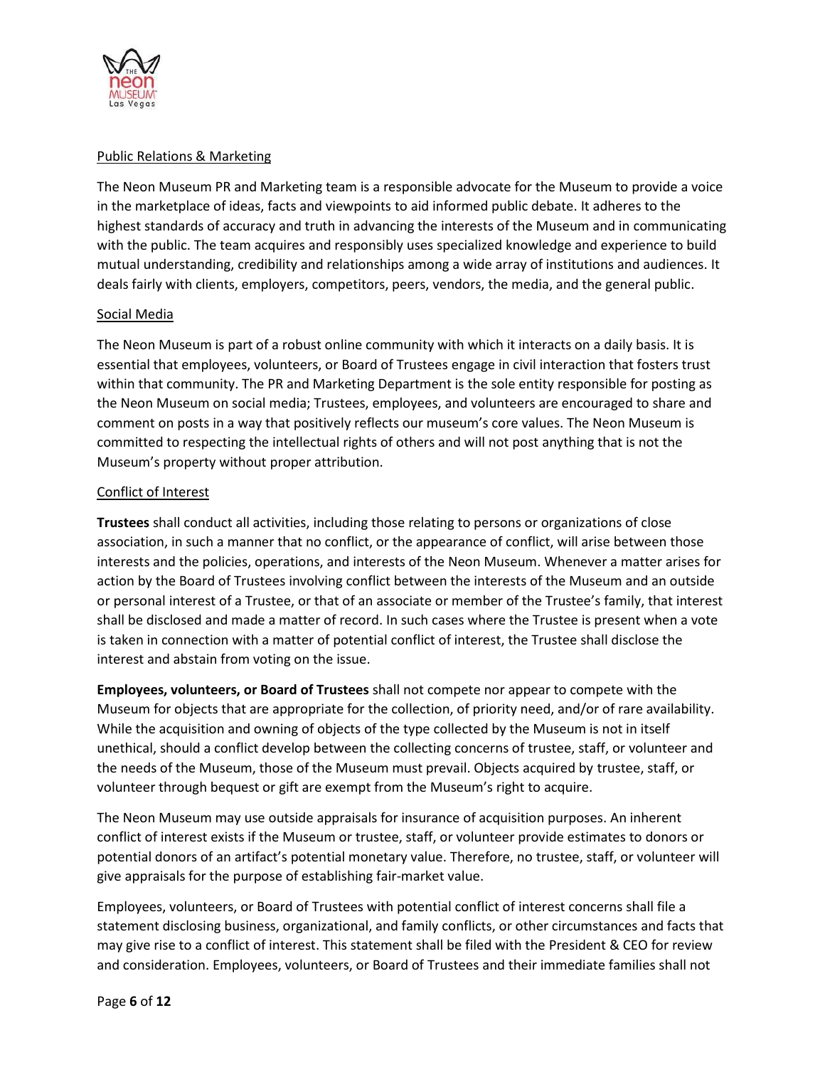Public Relations & Marketing

The Neon Museum PR and Marketing team is a responsible advocate for the Museum to provide a voice in the marketplace of ideas, facts and viewpoints to aid informed public debate. It adheres to the highest standards of accuracy and truth in advancing the interests of the Museum and in communicating with the public. The team acquires and responsibly uses specialized knowledge and experience to build mutual understanding, credibility and relationships among a wide array of institutions and audiences. It deals fairly with clients, employers, competitors, peers, vendors, the media, and the general public.

Social Media

The Neon Museum is part of a robust online community with which it interacts on a daily basis. It is essential that employees, volunteers, or Board of Trustees engage in civil interaction that fosters trust within that community. The PR and Marketing Department is the sole entity responsible for posting as the Neon Museum on social media; Trustees, employees, and volunteers are encouraged to share and comment on posts in a way that positively reflects our museum's core values. The Neon Museum is committed to respecting the intellectual rights of others and will not post anything that is not the Museum's property without proper attribution.

Conflict of Interest

**Trustees** shall conduct all activities, including those relating to persons or organizations of close association, in such a manner that no conflict, or the appearance of conflict, will arise between those interests and the policies, operations, and interests of the Neon Museum. Whenever a matter arises for action by the Board of Trustees involving conflict between the interests of the Museum and an outside or personal interest of a Trustee, or that of an associate or member of the Trustee's family, that interest shall be disclosed and made a matter of record. In such cases where the Trustee is present when a vote is taken in connection with a matter of potential conflict of interest, the Trustee shall disclose the interest and abstain from voting on the issue.

**Employees, volunteers, or Board of Trustees** shall not compete nor appear to compete with the Museum for objects that are appropriate for the collection, of priority need, and/or of rare availability. While the acquisition and owning of objects of the type collected by the Museum is not in itself unethical, should a conflict develop between the collecting concerns of trustee, staff, or volunteer and the needs of the Museum, those of the Museum must prevail. Objects acquired by trustee, staff, or volunteer through bequest or gift are exempt from the Museum's right to acquire.

The Neon Museum may use outside appraisals for insurance of acquisition purposes. An inherent conflict of interest exists if the Museum or trustee, staff, or volunteer provide estimates to donors or potential donors of an artifact's potential monetary value. Therefore, no trustee, staff, or volunteer will give appraisals for the purpose of establishing fair-market value.

Employees, volunteers, or Board of Trustees with potential conflict of interest concerns shall file a statement disclosing business, organizational, and family conflicts, or other circumstances and facts that may give rise to a conflict of interest. This statement shall be filed with the President & CEO for review and consideration. Employees, volunteers, or Board of Trustees and their immediate families shall not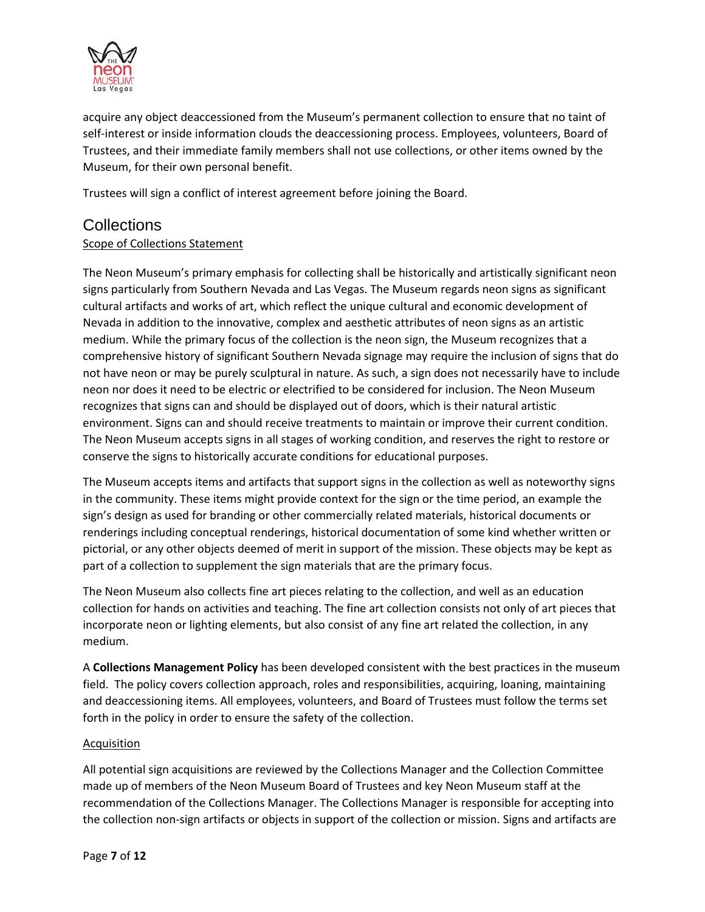acquire any object deaccessioned from the Museum's permanent collection to ensure that no taint of self-interest or inside information clouds the deaccessioning process. Employees, volunteers, Board of Trustees, and their immediate family members shall not use collections, or other items owned by the Museum, for their own personal benefit.

Trustees will sign a conflict of interest agreement before joining the Board.

## Collections

### Scope of Collections Statement

The Neon Museum's primary emphasis for collecting shall be historically and artistically significant neon signs particularly from Southern Nevada and Las Vegas. The Museum regards neon signs as significant cultural artifacts and works of art, which reflect the unique cultural and economic development of Nevada in addition to the innovative, complex and aesthetic attributes of neon signs as an artistic medium. While the primary focus of the collection is the neon sign, the Museum recognizes that a comprehensive history of significant Southern Nevada signage may require the inclusion of signs that do not have neon or may be purely sculptural in nature. As such, a sign does not necessarily have to include neon nor does it need to be electric or electrified to be considered for inclusion. The Neon Museum recognizes that signs can and should be displayed out of doors, which is their natural artistic environment. Signs can and should receive treatments to maintain or improve their current condition. The Neon Museum accepts signs in all stages of working condition, and reserves the right to restore or conserve the signs to historically accurate conditions for educational purposes.

The Museum accepts items and artifacts that support signs in the collection as well as noteworthy signs in the community. These items might provide context for the sign or the time period, an example the sign's design as used for branding or other commercially related materials, historical documents or renderings including conceptual renderings, historical documentation of some kind whether written or pictorial, or any other objects deemed of merit in support of the mission. These objects may be kept as part of a collection to supplement the sign materials that are the primary focus.

The Neon Museum also collects fine art pieces relating to the collection, and well as an education collection for hands on activities and teaching. The fine art collection consists not only of art pieces that incorporate neon or lighting elements, but also consist of any fine art related the collection, in any medium.

A **Collections Management Policy** has been developed consistent with the best practices in the museum field. The policy covers collection approach, roles and responsibilities, acquiring, loaning, maintaining and deaccessioning items. All employees, volunteers, and Board of Trustees must follow the terms set forth in the policy in order to ensure the safety of the collection.

### Acquisition

All potential sign acquisitions are reviewed by the Collections Manager and the Collection Committee made up of members of the Neon Museum Board of Trustees and key Neon Museum staff at the recommendation of the Collections Manager. The Collections Manager is responsible for accepting into the collection non-sign artifacts or objects in support of the collection or mission. Signs and artifacts are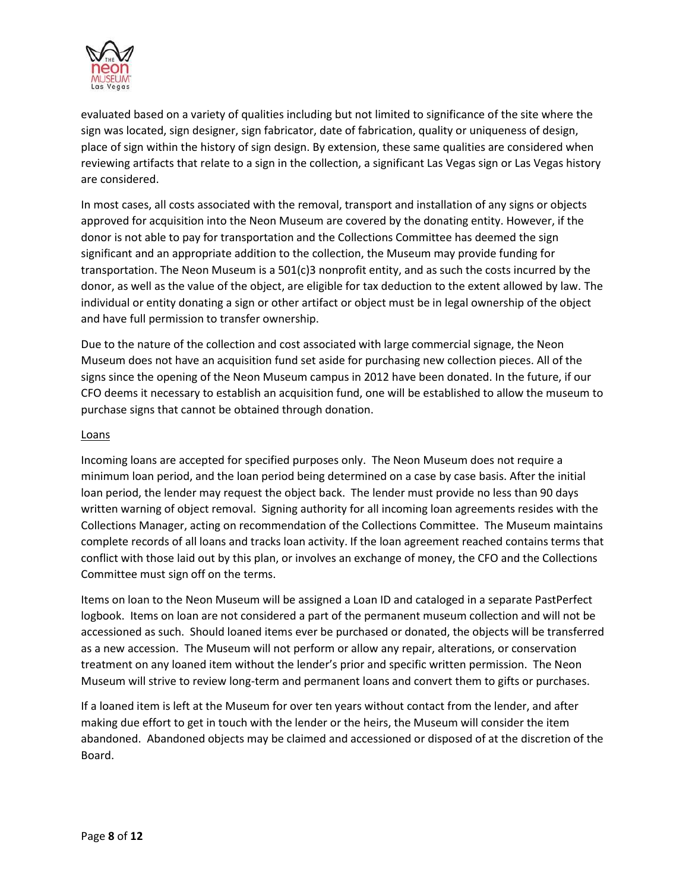evaluated based on a variety of qualities including but not limited to significance of the site where the sign was located, sign designer, sign fabricator, date of fabrication, quality or uniqueness of design, place of sign within the history of sign design. By extension, these same qualities are considered when reviewing artifacts that relate to a sign in the collection, a significant Las Vegas sign or Las Vegas history are considered.

In most cases, all costs associated with the removal, transport and installation of any signs or objects approved for acquisition into the Neon Museum are covered by the donating entity. However, if the donor is not able to pay for transportation and the Collections Committee has deemed the sign significant and an appropriate addition to the collection, the Museum may provide funding for transportation. The Neon Museum is a 501(c)3 nonprofit entity, and as such the costs incurred by the donor, as well as the value of the object, are eligible for tax deduction to the extent allowed by law. The individual or entity donating a sign or other artifact or object must be in legal ownership of the object and have full permission to transfer ownership.

Due to the nature of the collection and cost associated with large commercial signage, the Neon Museum does not have an acquisition fund set aside for purchasing new collection pieces. All of the signs since the opening of the Neon Museum campus in 2012 have been donated. In the future, if our CFO deems it necessary to establish an acquisition fund, one will be established to allow the museum to purchase signs that cannot be obtained through donation.

<u>Loans</u>

Incoming loans are accepted for specified purposes only. The Neon Museum does not require a minimum loan period, and the loan period being determined on a case by case basis. After the initial loan period, the lender may request the object back. The lender must provide no less than 90 days written warning of object removal. Signing authority for all incoming loan agreements resides with the Collections Manager, acting on recommendation of the Collections Committee. The Museum maintains complete records of all loans and tracks loan activity. If the loan agreement reached contains terms that conflict with those laid out by this plan, or involves an exchange of money, the CFO and the Collections Committee must sign off on the terms.

Items on loan to the Neon Museum will be assigned a Loan ID and cataloged in a separate PastPerfect logbook. Items on loan are not considered a part of the permanent museum collection and will not be accessioned as such. Should loaned items ever be purchased or donated, the objects will be transferred as a new accession. The Museum will not perform or allow any repair, alterations, or conservation treatment on any loaned item without the lender's prior and specific written permission. The Neon Museum will strive to review long-term and permanent loans and convert them to gifts or purchases.

If a loaned item is left at the Museum for over ten years without contact from the lender, and after making due effort to get in touch with the lender or the heirs, the Museum will consider the item abandoned. Abandoned objects may be claimed and accessioned or disposed of at the discretion of the Board.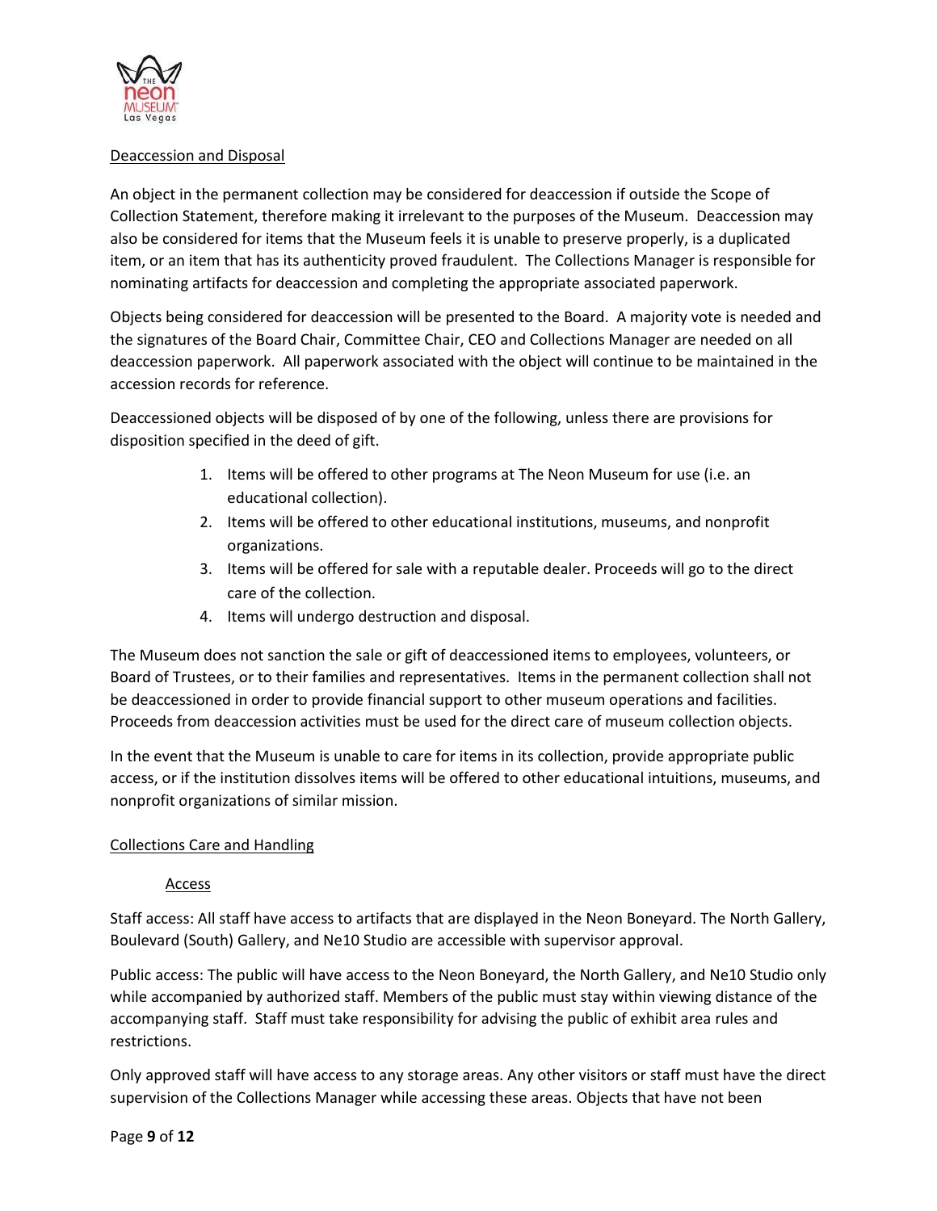## Deaccession and Disposal

An object in the permanent collection may be considered for deaccession if outside the Scope of Collection Statement, therefore making it irrelevant to the purposes of the Museum. Deaccession may also be considered for items that the Museum feels it is unable to preserve properly, is a duplicated item, or an item that has its authenticity proved fraudulent. The Collections Manager is responsible for nominating artifacts for deaccession and completing the appropriate associated paperwork.

Objects being considered for deaccession will be presented to the Board. A majority vote is needed and the signatures of the Board Chair, Committee Chair, CEO and Collections Manager are needed on all deaccession paperwork. All paperwork associated with the object will continue to be maintained in the accession records for reference.

Deaccessioned objects will be disposed of by one of the following, unless there are provisions for disposition specified in the deed of gift.

1. Items will be offered to other programs at The Neon Museum for use (i.e. an educational collection).
2. Items will be offered to other educational institutions, museums, and nonprofit organizations.
3. Items will be offered for sale with a reputable dealer. Proceeds will go to the direct care of the collection.
4. Items will undergo destruction and disposal.

The Museum does not sanction the sale or gift of deaccessioned items to employees, volunteers, or Board of Trustees, or to their families and representatives. Items in the permanent collection shall not be deaccessioned in order to provide financial support to other museum operations and facilities. Proceeds from deaccession activities must be used for the direct care of museum collection objects.

In the event that the Museum is unable to care for items in its collection, provide appropriate public access, or if the institution dissolves items will be offered to other educational intuitions, museums, and nonprofit organizations of similar mission.

## Collections Care and Handling

### Access

Staff access: All staff have access to artifacts that are displayed in the Neon Boneyard. The North Gallery, Boulevard (South) Gallery, and Ne10 Studio are accessible with supervisor approval.

Public access: The public will have access to the Neon Boneyard, the North Gallery, and Ne10 Studio only while accompanied by authorized staff. Members of the public must stay within viewing distance of the accompanying staff. Staff must take responsibility for advising the public of exhibit area rules and restrictions.

Only approved staff will have access to any storage areas. Any other visitors or staff must have the direct supervision of the Collections Manager while accessing these areas. Objects that have not been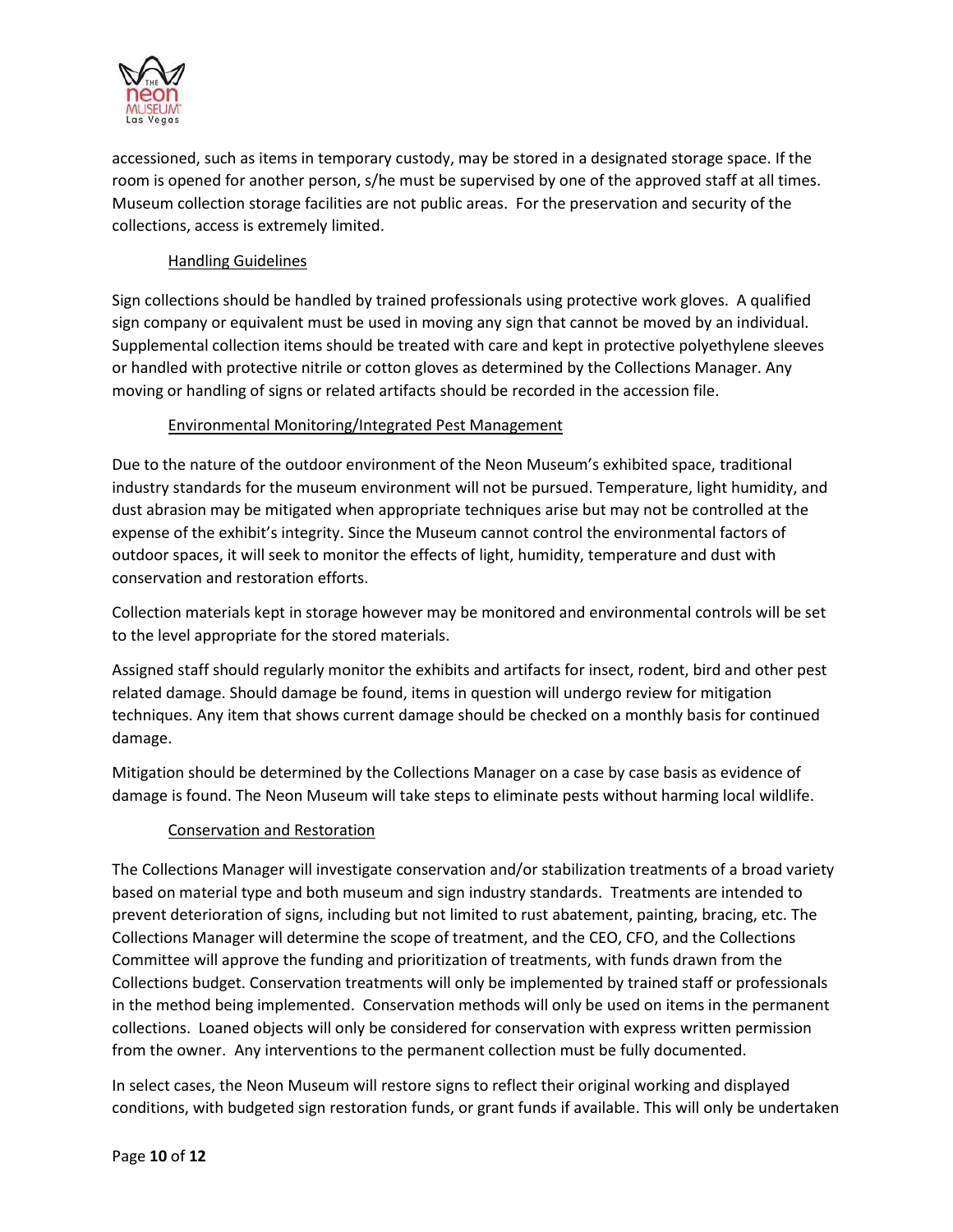accessioned, such as items in temporary custody, may be stored in a designated storage space. If the room is opened for another person, s/he must be supervised by one of the approved staff at all times. Museum collection storage facilities are not public areas. For the preservation and security of the collections, access is extremely limited.

<u>Handling Guidelines</u>

Sign collections should be handled by trained professionals using protective work gloves. A qualified sign company or equivalent must be used in moving any sign that cannot be moved by an individual. Supplemental collection items should be treated with care and kept in protective polyethylene sleeves or handled with protective nitrile or cotton gloves as determined by the Collections Manager. Any moving or handling of signs or related artifacts should be recorded in the accession file.

<u>Environmental Monitoring/Integrated Pest Management</u>

Due to the nature of the outdoor environment of the Neon Museum's exhibited space, traditional industry standards for the museum environment will not be pursued. Temperature, light humidity, and dust abrasion may be mitigated when appropriate techniques arise but may not be controlled at the expense of the exhibit's integrity. Since the Museum cannot control the environmental factors of outdoor spaces, it will seek to monitor the effects of light, humidity, temperature and dust with conservation and restoration efforts.

Collection materials kept in storage however may be monitored and environmental controls will be set to the level appropriate for the stored materials.

Assigned staff should regularly monitor the exhibits and artifacts for insect, rodent, bird and other pest related damage. Should damage be found, items in question will undergo review for mitigation techniques. Any item that shows current damage should be checked on a monthly basis for continued damage.

Mitigation should be determined by the Collections Manager on a case by case basis as evidence of damage is found. The Neon Museum will take steps to eliminate pests without harming local wildlife.

<u>Conservation and Restoration</u>

The Collections Manager will investigate conservation and/or stabilization treatments of a broad variety based on material type and both museum and sign industry standards. Treatments are intended to prevent deterioration of signs, including but not limited to rust abatement, painting, bracing, etc. The Collections Manager will determine the scope of treatment, and the CEO, CFO, and the Collections Committee will approve the funding and prioritization of treatments, with funds drawn from the Collections budget. Conservation treatments will only be implemented by trained staff or professionals in the method being implemented. Conservation methods will only be used on items in the permanent collections. Loaned objects will only be considered for conservation with express written permission from the owner. Any interventions to the permanent collection must be fully documented.

In select cases, the Neon Museum will restore signs to reflect their original working and displayed conditions, with budgeted sign restoration funds, or grant funds if available. This will only be undertaken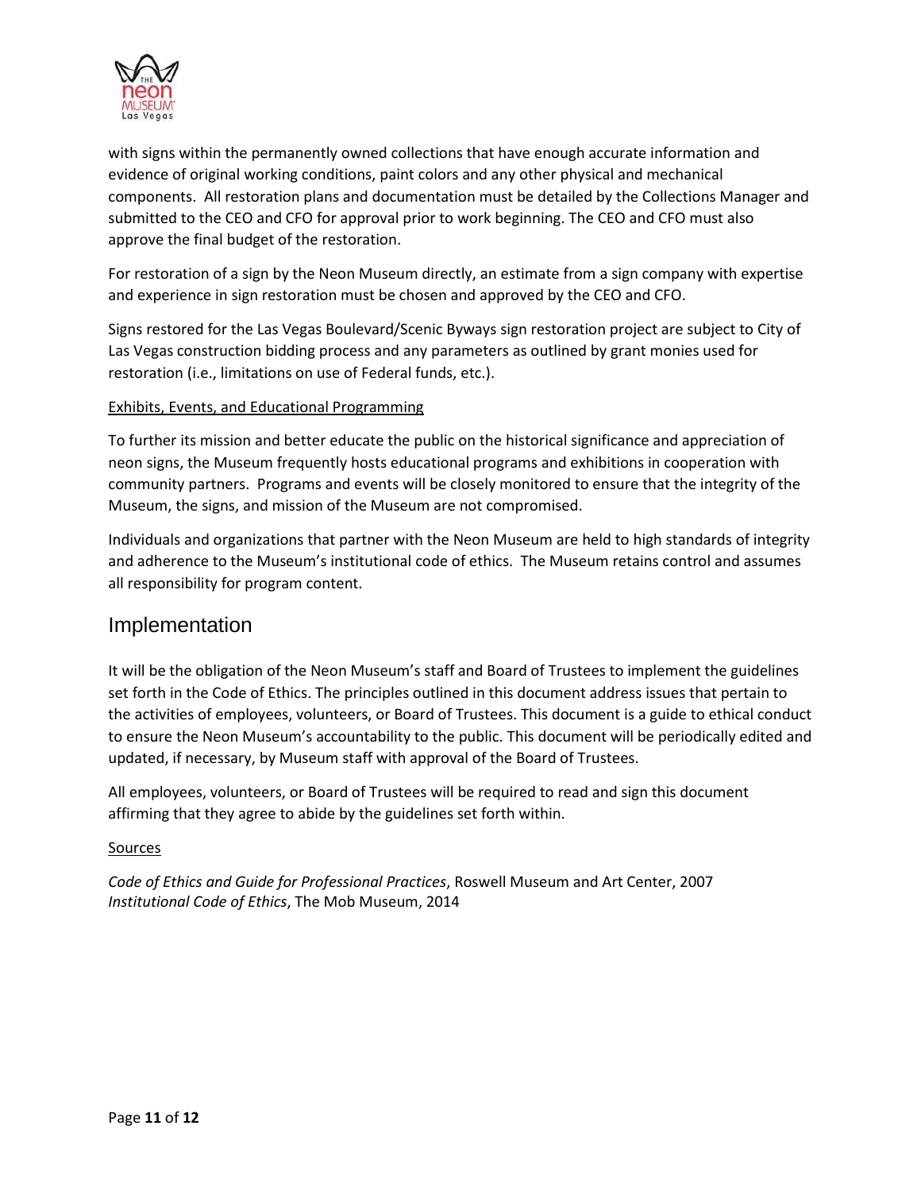with signs within the permanently owned collections that have enough accurate information and evidence of original working conditions, paint colors and any other physical and mechanical components. All restoration plans and documentation must be detailed by the Collections Manager and submitted to the CEO and CFO for approval prior to work beginning. The CEO and CFO must also approve the final budget of the restoration.

For restoration of a sign by the Neon Museum directly, an estimate from a sign company with expertise and experience in sign restoration must be chosen and approved by the CEO and CFO.

Signs restored for the Las Vegas Boulevard/Scenic Byways sign restoration project are subject to City of Las Vegas construction bidding process and any parameters as outlined by grant monies used for restoration (i.e., limitations on use of Federal funds, etc.).

<u>Exhibits, Events, and Educational Programming</u>

To further its mission and better educate the public on the historical significance and appreciation of neon signs, the Museum frequently hosts educational programs and exhibitions in cooperation with community partners. Programs and events will be closely monitored to ensure that the integrity of the Museum, the signs, and mission of the Museum are not compromised.

Individuals and organizations that partner with the Neon Museum are held to high standards of integrity and adherence to the Museum's institutional code of ethics. The Museum retains control and assumes all responsibility for program content.

## Implementation

It will be the obligation of the Neon Museum's staff and Board of Trustees to implement the guidelines set forth in the Code of Ethics. The principles outlined in this document address issues that pertain to the activities of employees, volunteers, or Board of Trustees. This document is a guide to ethical conduct to ensure the Neon Museum's accountability to the public. This document will be periodically edited and updated, if necessary, by Museum staff with approval of the Board of Trustees.

All employees, volunteers, or Board of Trustees will be required to read and sign this document affirming that they agree to abide by the guidelines set forth within.

<u>Sources</u>

*Code of Ethics and Guide for Professional Practices*, Roswell Museum and Art Center, 2007
*Institutional Code of Ethics*, The Mob Museum, 2014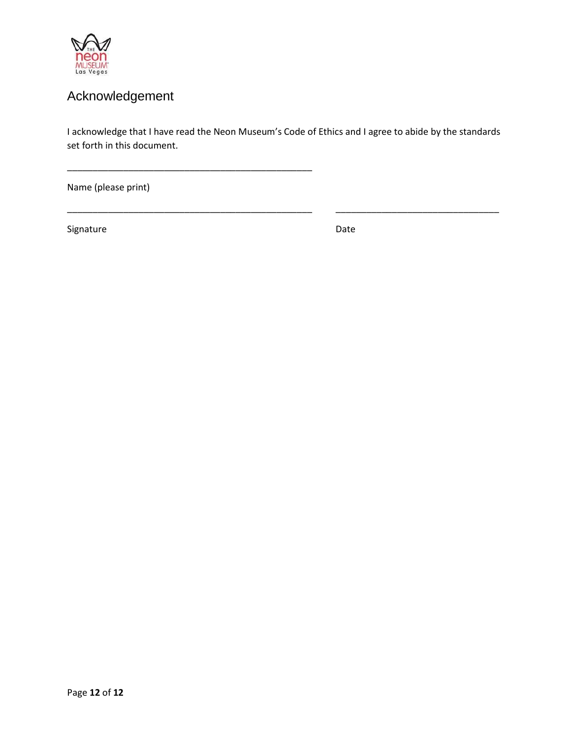## Acknowledgement

I acknowledge that I have read the Neon Museum's Code of Ethics and I agree to abide by the standards set forth in this document.

______________________________________________

Name (please print)

______________________________________________ ______________________________

Signature Date